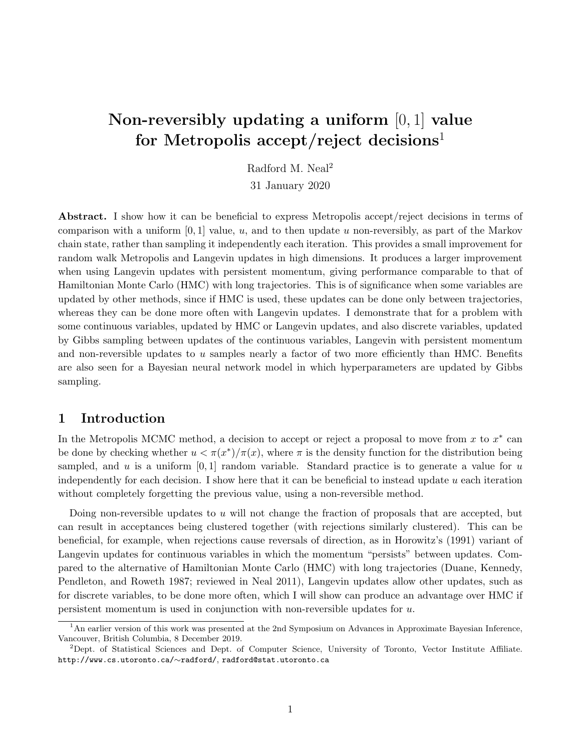# Non-reversibly updating a uniform $[0, 1]$ value for Metropolis accept/reject decisions[1]

Radford M. Neal[2]

31 January 2020

**Abstract.** I show how it can be beneficial to express Metropolis accept/reject decisions in terms of comparison with a uniform $[0, 1]$ value, $u$, and to then update $u$ non-reversibly, as part of the Markov chain state, rather than sampling it independently each iteration. This provides a small improvement for random walk Metropolis and Langevin updates in high dimensions. It produces a larger improvement when using Langevin updates with persistent momentum, giving performance comparable to that of Hamiltonian Monte Carlo (HMC) with long trajectories. This is of significance when some variables are updated by other methods, since if HMC is used, these updates can be done only between trajectories, whereas they can be done more often with Langevin updates. I demonstrate that for a problem with some continuous variables, updated by HMC or Langevin updates, and also discrete variables, updated by Gibbs sampling between updates of the continuous variables, Langevin with persistent momentum and non-reversible updates to $u$ samples nearly a factor of two more efficiently than HMC. Benefits are also seen for a Bayesian neural network model in which hyperparameters are updated by Gibbs sampling.

## 1 Introduction

In the Metropolis MCMC method, a decision to accept or reject a proposal to move from $x$ to $x^*$ can be done by checking whether $u < \pi(x^*)/\pi(x)$, where $\pi$ is the density function for the distribution being sampled, and $u$ is a uniform $[0, 1]$ random variable. Standard practice is to generate a value for $u$ independently for each decision. I show here that it can be beneficial to instead update $u$ each iteration without completely forgetting the previous value, using a non-reversible method.

Doing non-reversible updates to $u$ will not change the fraction of proposals that are accepted, but can result in acceptances being clustered together (with rejections similarly clustered). This can be beneficial, for example, when rejections cause reversals of direction, as in Horowitz's (1991) variant of Langevin updates for continuous variables in which the momentum "persists" between updates. Compared to the alternative of Hamiltonian Monte Carlo (HMC) with long trajectories (Duane, Kennedy, Pendleton, and Roweth 1987; reviewed in Neal 2011), Langevin updates allow other updates, such as for discrete variables, to be done more often, which I will show can produce an advantage over HMC if persistent momentum is used in conjunction with non-reversible updates for $u$.

[1] An earlier version of this work was presented at the 2nd Symposium on Advances in Approximate Bayesian Inference, Vancouver, British Columbia, 8 December 2019.

[2] Dept. of Statistical Sciences and Dept. of Computer Science, University of Toronto, Vector Institute Affiliate. http://www.cs.utoronto.ca/∼radford/, radford@stat.utoronto.ca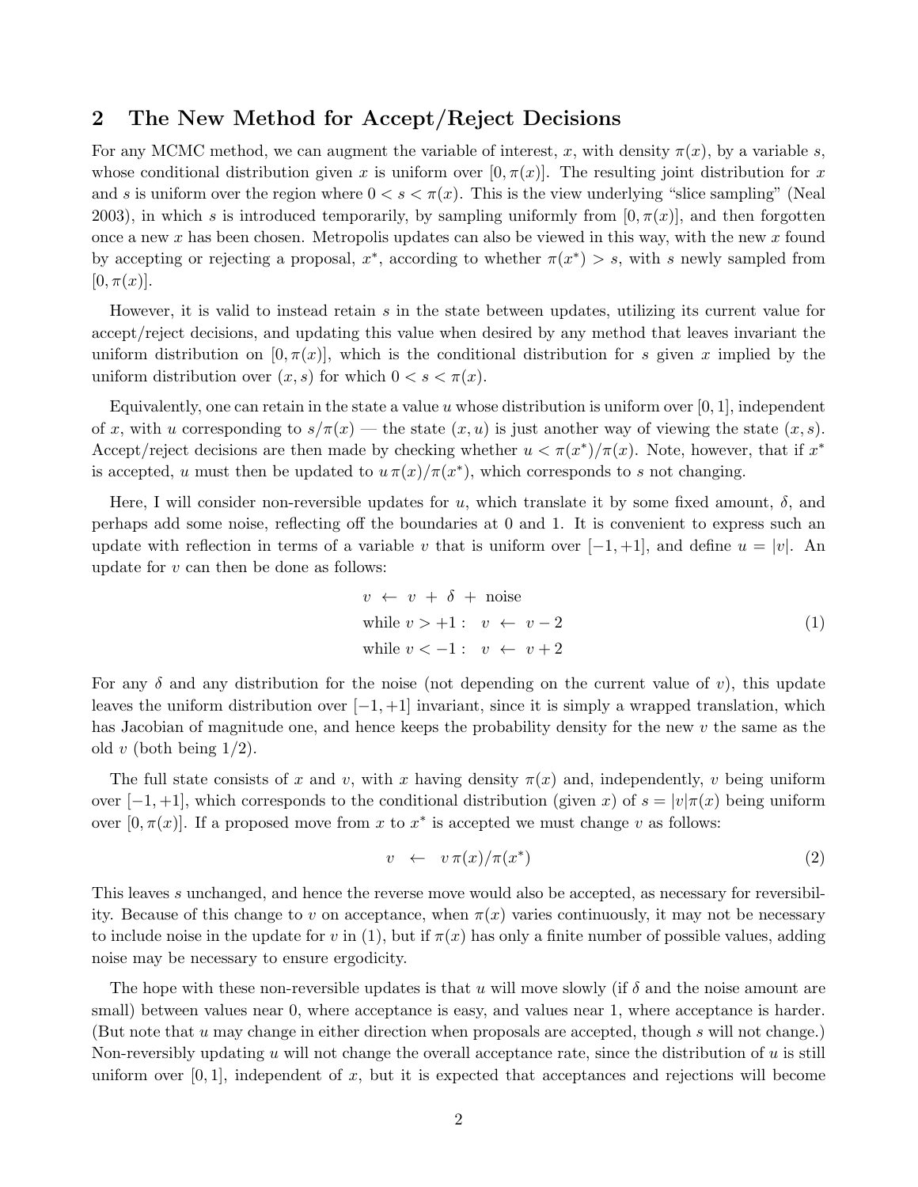## 2 The New Method for Accept/Reject Decisions

For any MCMC method, we can augment the variable of interest, $x$, with density $\pi(x)$, by a variable $s$, whose conditional distribution given $x$ is uniform over $[0, \pi(x)]$. The resulting joint distribution for $x$ and $s$ is uniform over the region where $0 < s < \pi(x)$. This is the view underlying "slice sampling" (Neal 2003), in which $s$ is introduced temporarily, by sampling uniformly from $[0, \pi(x)]$, and then forgotten once a new $x$ has been chosen. Metropolis updates can also be viewed in this way, with the new $x$ found by accepting or rejecting a proposal, $x^*$, according to whether $\pi(x^*) > s$, with $s$ newly sampled from $[0, \pi(x)]$.

However, it is valid to instead retain $s$ in the state between updates, utilizing its current value for accept/reject decisions, and updating this value when desired by any method that leaves invariant the uniform distribution on $[0, \pi(x)]$, which is the conditional distribution for $s$ given $x$ implied by the uniform distribution over $(x, s)$ for which $0 < s < \pi(x)$.

Equivalently, one can retain in the state a value $u$ whose distribution is uniform over $[0, 1]$, independent of $x$, with $u$ corresponding to $s/\pi(x)$ — the state $(x, u)$ is just another way of viewing the state $(x, s)$. Accept/reject decisions are then made by checking whether $u < \pi(x^*)/\pi(x)$. Note, however, that if $x^*$ is accepted, $u$ must then be updated to $u\,\pi(x)/\pi(x^*)$, which corresponds to $s$ not changing.

Here, I will consider non-reversible updates for $u$, which translate it by some fixed amount, $\delta$, and perhaps add some noise, reflecting off the boundaries at 0 and 1. It is convenient to express such an update with reflection in terms of a variable $v$ that is uniform over $[-1, +1]$, and define $u = |v|$. An update for $v$ can then be done as follows:

$$
\begin{aligned}
& v \;\leftarrow\; v \,+\, \delta \,+\, \text{noise} \\
& \text{while } v > +1: \quad v \;\leftarrow\; v - 2 \\
& \text{while } v < -1: \quad v \;\leftarrow\; v + 2
\end{aligned}
\tag{1}
$$

For any $\delta$ and any distribution for the noise (not depending on the current value of $v$), this update leaves the uniform distribution over $[-1, +1]$ invariant, since it is simply a wrapped translation, which has Jacobian of magnitude one, and hence keeps the probability density for the new $v$ the same as the old $v$ (both being 1/2).

The full state consists of $x$ and $v$, with $x$ having density $\pi(x)$ and, independently, $v$ being uniform over $[-1, +1]$, which corresponds to the conditional distribution (given $x$) of $s = |v|\pi(x)$ being uniform over $[0, \pi(x)]$. If a proposed move from $x$ to $x^*$ is accepted we must change $v$ as follows:

$$
v \;\leftarrow\; v\,\pi(x)/\pi(x^*) \tag{2}
$$

This leaves $s$ unchanged, and hence the reverse move would also be accepted, as necessary for reversibility. Because of this change to $v$ on acceptance, when $\pi(x)$ varies continuously, it may not be necessary to include noise in the update for $v$ in (1), but if $\pi(x)$ has only a finite number of possible values, adding noise may be necessary to ensure ergodicity.

The hope with these non-reversible updates is that $u$ will move slowly (if $\delta$ and the noise amount are small) between values near 0, where acceptance is easy, and values near 1, where acceptance is harder. (But note that $u$ may change in either direction when proposals are accepted, though $s$ will not change.) Non-reversibly updating $u$ will not change the overall acceptance rate, since the distribution of $u$ is still uniform over $[0, 1]$, independent of $x$, but it is expected that acceptances and rejections will become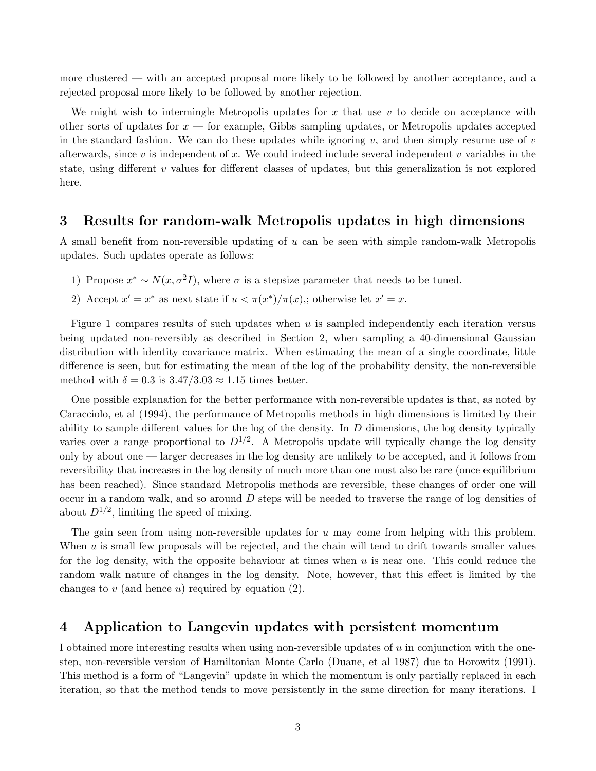more clustered — with an accepted proposal more likely to be followed by another acceptance, and a rejected proposal more likely to be followed by another rejection.

We might wish to intermingle Metropolis updates for $x$ that use $v$ to decide on acceptance with other sorts of updates for $x$ — for example, Gibbs sampling updates, or Metropolis updates accepted in the standard fashion. We can do these updates while ignoring $v$, and then simply resume use of $v$ afterwards, since $v$ is independent of $x$. We could indeed include several independent $v$ variables in the state, using different $v$ values for different classes of updates, but this generalization is not explored here.

## 3 Results for random-walk Metropolis updates in high dimensions

A small benefit from non-reversible updating of $u$ can be seen with simple random-walk Metropolis updates. Such updates operate as follows:

1) Propose $x^* \sim N(x, \sigma^2 I)$, where $\sigma$ is a stepsize parameter that needs to be tuned.
2) Accept $x' = x^*$ as next state if $u < \pi(x^*)/\pi(x)$,; otherwise let $x' = x$.

Figure 1 compares results of such updates when $u$ is sampled independently each iteration versus being updated non-reversibly as described in Section 2, when sampling a 40-dimensional Gaussian distribution with identity covariance matrix. When estimating the mean of a single coordinate, little difference is seen, but for estimating the mean of the log of the probability density, the non-reversible method with $\delta = 0.3$ is $3.47/3.03 \approx 1.15$ times better.

One possible explanation for the better performance with non-reversible updates is that, as noted by Caracciolo, et al (1994), the performance of Metropolis methods in high dimensions is limited by their ability to sample different values for the log of the density. In $D$ dimensions, the log density typically varies over a range proportional to $D^{1/2}$. A Metropolis update will typically change the log density only by about one — larger decreases in the log density are unlikely to be accepted, and it follows from reversibility that increases in the log density of much more than one must also be rare (once equilibrium has been reached). Since standard Metropolis methods are reversible, these changes of order one will occur in a random walk, and so around $D$ steps will be needed to traverse the range of log densities of about $D^{1/2}$, limiting the speed of mixing.

The gain seen from using non-reversible updates for $u$ may come from helping with this problem. When $u$ is small few proposals will be rejected, and the chain will tend to drift towards smaller values for the log density, with the opposite behaviour at times when $u$ is near one. This could reduce the random walk nature of changes in the log density. Note, however, that this effect is limited by the changes to $v$ (and hence $u$) required by equation (2).

## 4 Application to Langevin updates with persistent momentum

I obtained more interesting results when using non-reversible updates of $u$ in conjunction with the one-step, non-reversible version of Hamiltonian Monte Carlo (Duane, et al 1987) due to Horowitz (1991). This method is a form of "Langevin" update in which the momentum is only partially replaced in each iteration, so that the method tends to move persistently in the same direction for many iterations. I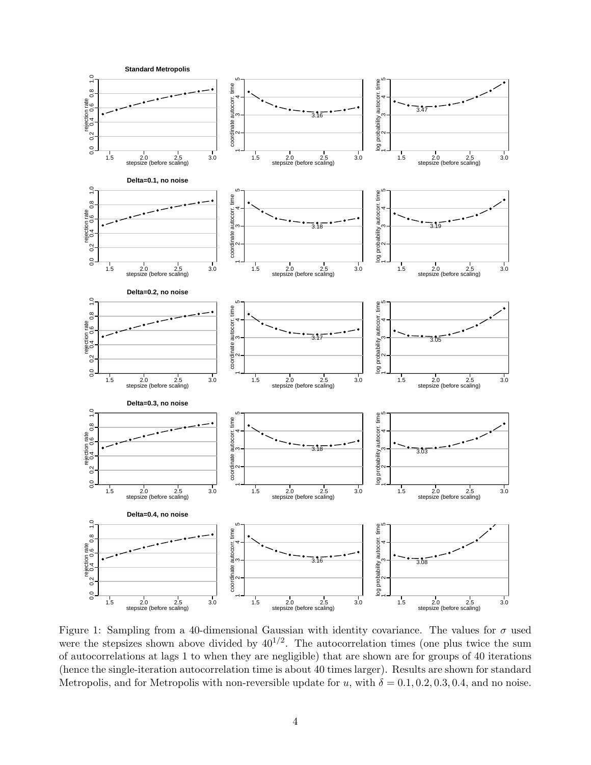Figure 1: Sampling from a 40-dimensional Gaussian with identity covariance. The values for $\sigma$ used were the stepsizes shown above divided by $40^{1/2}$. The autocorrelation times (one plus twice the sum of autocorrelations at lags 1 to when they are negligible) that are shown are for groups of 40 iterations (hence the single-iteration autocorrelation time is about 40 times larger). Results are shown for standard Metropolis, and for Metropolis with non-reversible update for $u$, with $\delta = 0.1, 0.2, 0.3, 0.4$, and no noise.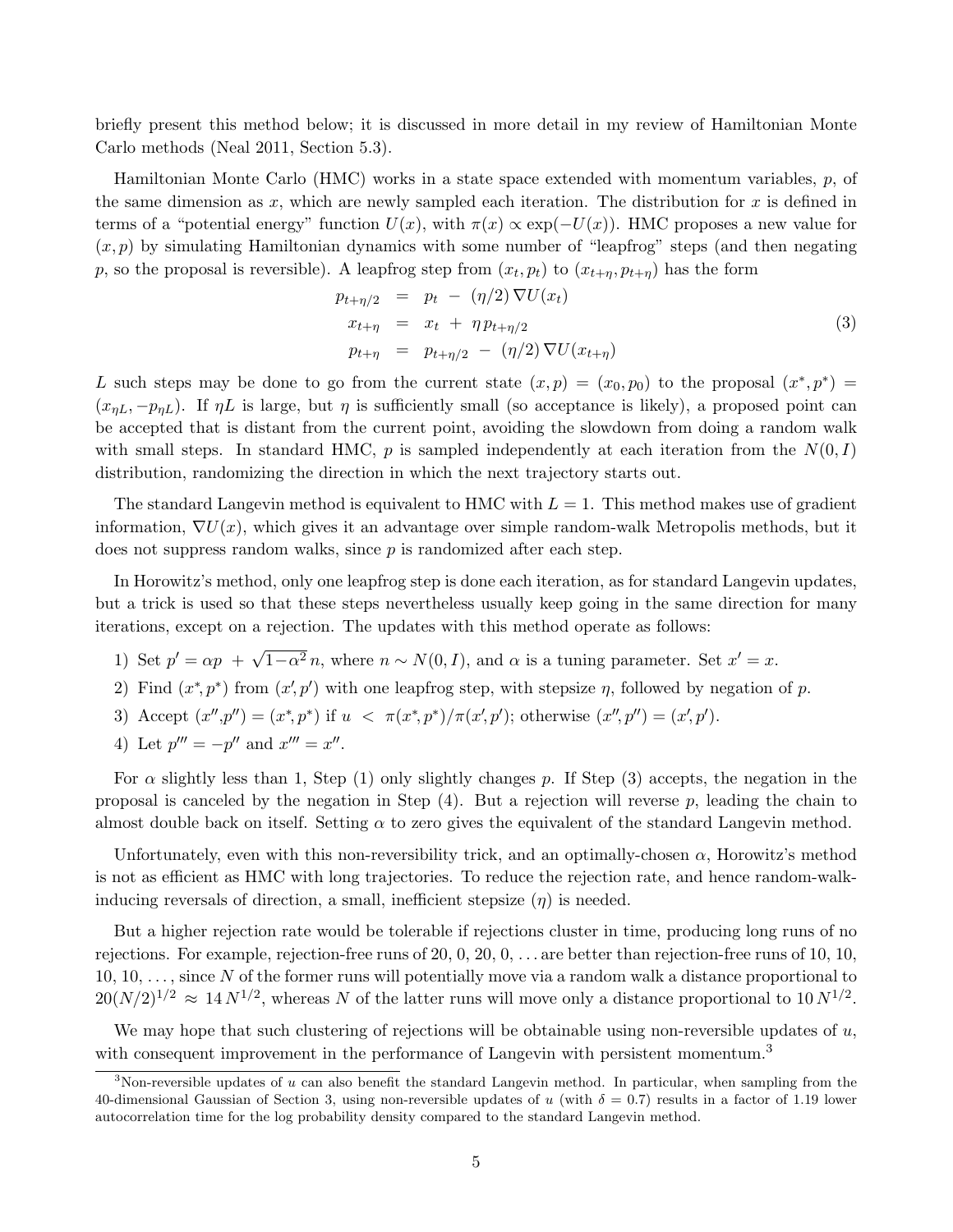briefly present this method below; it is discussed in more detail in my review of Hamiltonian Monte Carlo methods (Neal 2011, Section 5.3).

Hamiltonian Monte Carlo (HMC) works in a state space extended with momentum variables, $p$, of the same dimension as $x$, which are newly sampled each iteration. The distribution for $x$ is defined in terms of a "potential energy" function $U(x)$, with $\pi(x) \propto \exp(-U(x))$. HMC proposes a new value for $(x, p)$ by simulating Hamiltonian dynamics with some number of "leapfrog" steps (and then negating $p$, so the proposal is reversible). A leapfrog step from $(x_t, p_t)$ to $(x_{t+\eta}, p_{t+\eta})$ has the form

$$
\begin{aligned}
p_{t+\eta/2} &= p_t \ - \ (\eta/2)\, \nabla U(x_t) \\
x_{t+\eta} &= x_t \ + \ \eta\, p_{t+\eta/2} \\
p_{t+\eta} &= p_{t+\eta/2} \ - \ (\eta/2)\, \nabla U(x_{t+\eta})
\end{aligned}
\tag{3}
$$

$L$ such steps may be done to go from the current state $(x, p) = (x_0, p_0)$ to the proposal $(x^*, p^*) = (x_{\eta L}, -p_{\eta L})$. If $\eta L$ is large, but $\eta$ is sufficiently small (so acceptance is likely), a proposed point can be accepted that is distant from the current point, avoiding the slowdown from doing a random walk with small steps. In standard HMC, $p$ is sampled independently at each iteration from the $N(0, I)$ distribution, randomizing the direction in which the next trajectory starts out.

The standard Langevin method is equivalent to HMC with $L = 1$. This method makes use of gradient information, $\nabla U(x)$, which gives it an advantage over simple random-walk Metropolis methods, but it does not suppress random walks, since $p$ is randomized after each step.

In Horowitz's method, only one leapfrog step is done each iteration, as for standard Langevin updates, but a trick is used so that these steps nevertheless usually keep going in the same direction for many iterations, except on a rejection. The updates with this method operate as follows:

1) Set $p' = \alpha p \ + \ \sqrt{1-\alpha^2}\, n$, where $n \sim N(0, I)$, and $\alpha$ is a tuning parameter. Set $x' = x$.
2) Find $(x^*, p^*)$ from $(x', p')$ with one leapfrog step, with stepsize $\eta$, followed by negation of $p$.
3) Accept $(x'', p'') = (x^*, p^*)$ if $u \ < \ \pi(x^*, p^*)/\pi(x', p')$; otherwise $(x'', p'') = (x', p')$.
4) Let $p''' = -p''$ and $x''' = x''$.

For $\alpha$ slightly less than 1, Step (1) only slightly changes $p$. If Step (3) accepts, the negation in the proposal is canceled by the negation in Step (4). But a rejection will reverse $p$, leading the chain to almost double back on itself. Setting $\alpha$ to zero gives the equivalent of the standard Langevin method.

Unfortunately, even with this non-reversibility trick, and an optimally-chosen $\alpha$, Horowitz's method is not as efficient as HMC with long trajectories. To reduce the rejection rate, and hence random-walk-inducing reversals of direction, a small, inefficient stepsize ($\eta$) is needed.

But a higher rejection rate would be tolerable if rejections cluster in time, producing long runs of no rejections. For example, rejection-free runs of 20, 0, 20, 0, ... are better than rejection-free runs of 10, 10, 10, 10, ..., since $N$ of the former runs will potentially move via a random walk a distance proportional to $20(N/2)^{1/2} \approx 14\, N^{1/2}$, whereas $N$ of the latter runs will move only a distance proportional to $10\, N^{1/2}$.

We may hope that such clustering of rejections will be obtainable using non-reversible updates of $u$, with consequent improvement in the performance of Langevin with persistent momentum.[3]

[3] Non-reversible updates of $u$ can also benefit the standard Langevin method. In particular, when sampling from the 40-dimensional Gaussian of Section 3, using non-reversible updates of $u$ (with $\delta = 0.7$) results in a factor of 1.19 lower autocorrelation time for the log probability density compared to the standard Langevin method.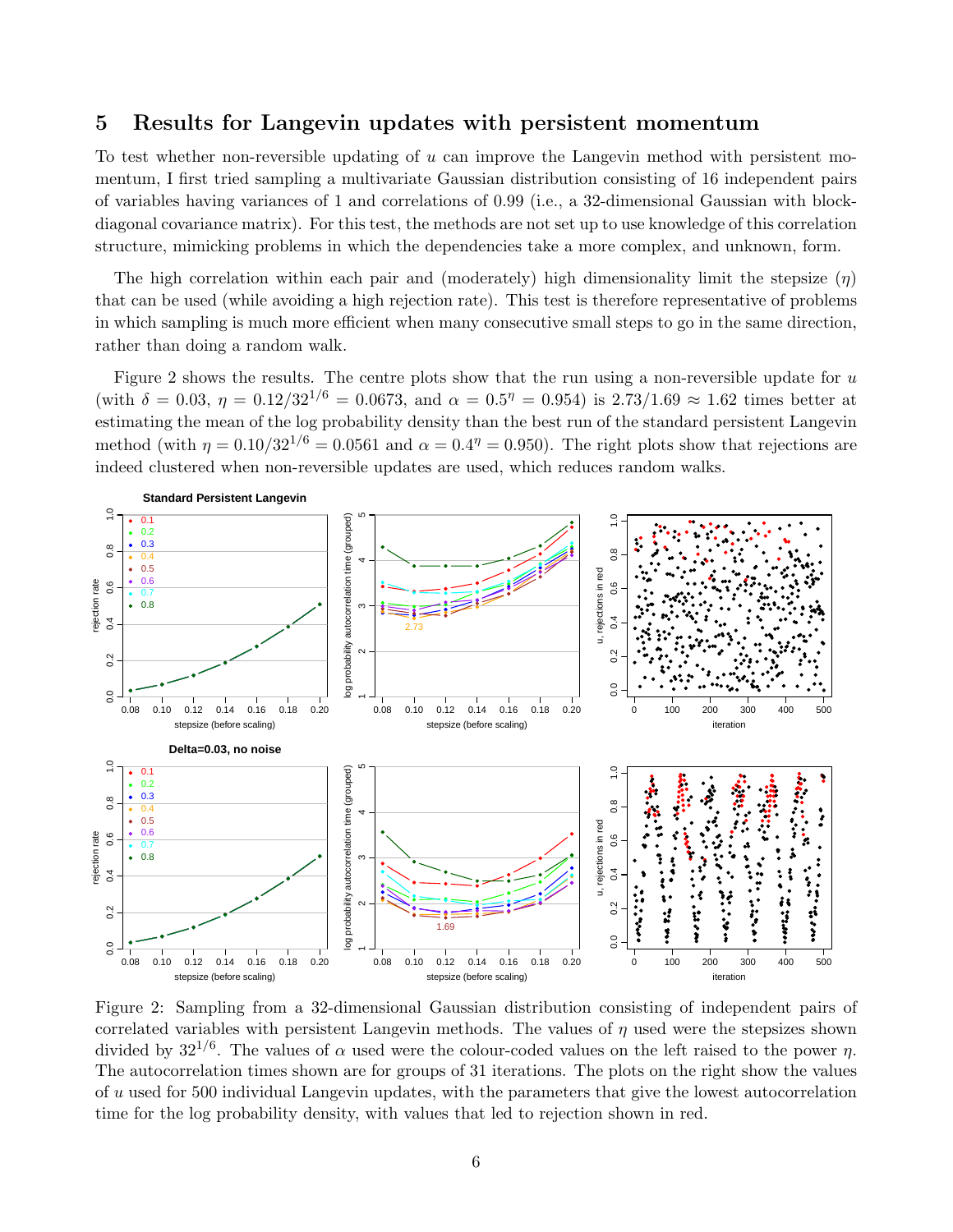## 5 Results for Langevin updates with persistent momentum

To test whether non-reversible updating of $u$ can improve the Langevin method with persistent momentum, I first tried sampling a multivariate Gaussian distribution consisting of 16 independent pairs of variables having variances of 1 and correlations of 0.99 (i.e., a 32-dimensional Gaussian with block-diagonal covariance matrix). For this test, the methods are not set up to use knowledge of this correlation structure, mimicking problems in which the dependencies take a more complex, and unknown, form.

The high correlation within each pair and (moderately) high dimensionality limit the stepsize ($\eta$) that can be used (while avoiding a high rejection rate). This test is therefore representative of problems in which sampling is much more efficient when many consecutive small steps to go in the same direction, rather than doing a random walk.

Figure 2 shows the results. The centre plots show that the run using a non-reversible update for $u$ (with $\delta = 0.03$, $\eta = 0.12/32^{1/6} = 0.0673$, and $\alpha = 0.5^\eta = 0.954$) is $2.73/1.69 \approx 1.62$ times better at estimating the mean of the log probability density than the best run of the standard persistent Langevin method (with $\eta = 0.10/32^{1/6} = 0.0561$ and $\alpha = 0.4^\eta = 0.950$). The right plots show that rejections are indeed clustered when non-reversible updates are used, which reduces random walks.

Figure 2: Sampling from a 32-dimensional Gaussian distribution consisting of independent pairs of correlated variables with persistent Langevin methods. The values of $\eta$ used were the stepsizes shown divided by $32^{1/6}$. The values of $\alpha$ used were the colour-coded values on the left raised to the power $\eta$. The autocorrelation times shown are for groups of 31 iterations. The plots on the right show the values of $u$ used for 500 individual Langevin updates, with the parameters that give the lowest autocorrelation time for the log probability density, with values that led to rejection shown in red.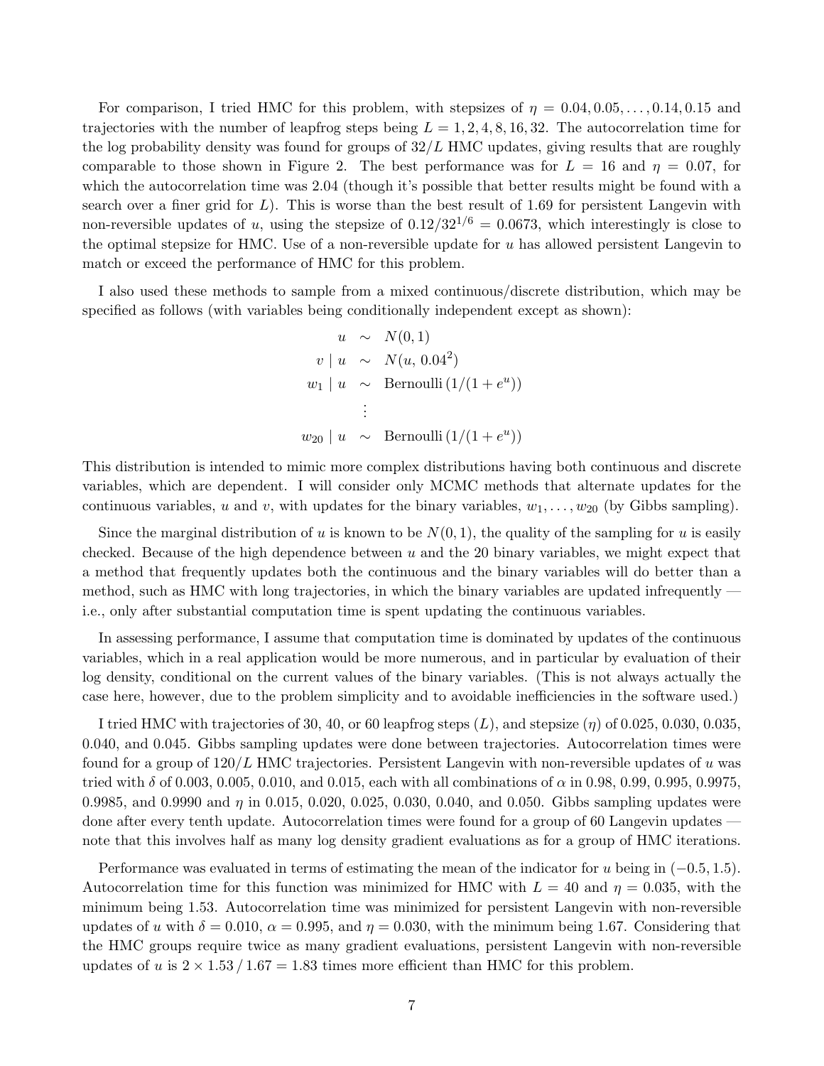For comparison, I tried HMC for this problem, with stepsizes of $\eta = 0.04, 0.05, \ldots, 0.14, 0.15$ and trajectories with the number of leapfrog steps being $L = 1, 2, 4, 8, 16, 32$. The autocorrelation time for the log probability density was found for groups of $32/L$ HMC updates, giving results that are roughly comparable to those shown in Figure 2. The best performance was for $L = 16$ and $\eta = 0.07$, for which the autocorrelation time was 2.04 (though it's possible that better results might be found with a search over a finer grid for $L$). This is worse than the best result of 1.69 for persistent Langevin with non-reversible updates of $u$, using the stepsize of $0.12/32^{1/6} = 0.0673$, which interestingly is close to the optimal stepsize for HMC. Use of a non-reversible update for $u$ has allowed persistent Langevin to match or exceed the performance of HMC for this problem.

I also used these methods to sample from a mixed continuous/discrete distribution, which may be specified as follows (with variables being conditionally independent except as shown):

$$
\begin{aligned}
u &\sim N(0, 1) \\
v \mid u &\sim N(u,\, 0.04^2) \\
w_1 \mid u &\sim \text{Bernoulli}\,(1/(1+e^u)) \\
&\ \ \vdots \\
w_{20} \mid u &\sim \text{Bernoulli}\,(1/(1+e^u))
\end{aligned}
$$

This distribution is intended to mimic more complex distributions having both continuous and discrete variables, which are dependent. I will consider only MCMC methods that alternate updates for the continuous variables, $u$ and $v$, with updates for the binary variables, $w_1, \ldots, w_{20}$ (by Gibbs sampling).

Since the marginal distribution of $u$ is known to be $N(0, 1)$, the quality of the sampling for $u$ is easily checked. Because of the high dependence between $u$ and the 20 binary variables, we might expect that a method that frequently updates both the continuous and the binary variables will do better than a method, such as HMC with long trajectories, in which the binary variables are updated infrequently — i.e., only after substantial computation time is spent updating the continuous variables.

In assessing performance, I assume that computation time is dominated by updates of the continuous variables, which in a real application would be more numerous, and in particular by evaluation of their log density, conditional on the current values of the binary variables. (This is not always actually the case here, however, due to the problem simplicity and to avoidable inefficiencies in the software used.)

I tried HMC with trajectories of 30, 40, or 60 leapfrog steps ($L$), and stepsize ($\eta$) of 0.025, 0.030, 0.035, 0.040, and 0.045. Gibbs sampling updates were done between trajectories. Autocorrelation times were found for a group of $120/L$ HMC trajectories. Persistent Langevin with non-reversible updates of $u$ was tried with $\delta$ of 0.003, 0.005, 0.010, and 0.015, each with all combinations of $\alpha$ in 0.98, 0.99, 0.995, 0.9975, 0.9985, and 0.9990 and $\eta$ in 0.015, 0.020, 0.025, 0.030, 0.040, and 0.050. Gibbs sampling updates were done after every tenth update. Autocorrelation times were found for a group of 60 Langevin updates — note that this involves half as many log density gradient evaluations as for a group of HMC iterations.

Performance was evaluated in terms of estimating the mean of the indicator for $u$ being in $(-0.5, 1.5)$. Autocorrelation time for this function was minimized for HMC with $L = 40$ and $\eta = 0.035$, with the minimum being 1.53. Autocorrelation time was minimized for persistent Langevin with non-reversible updates of $u$ with $\delta = 0.010$, $\alpha = 0.995$, and $\eta = 0.030$, with the minimum being 1.67. Considering that the HMC groups require twice as many gradient evaluations, persistent Langevin with non-reversible updates of $u$ is $2 \times 1.53 \,/\, 1.67 = 1.83$ times more efficient than HMC for this problem.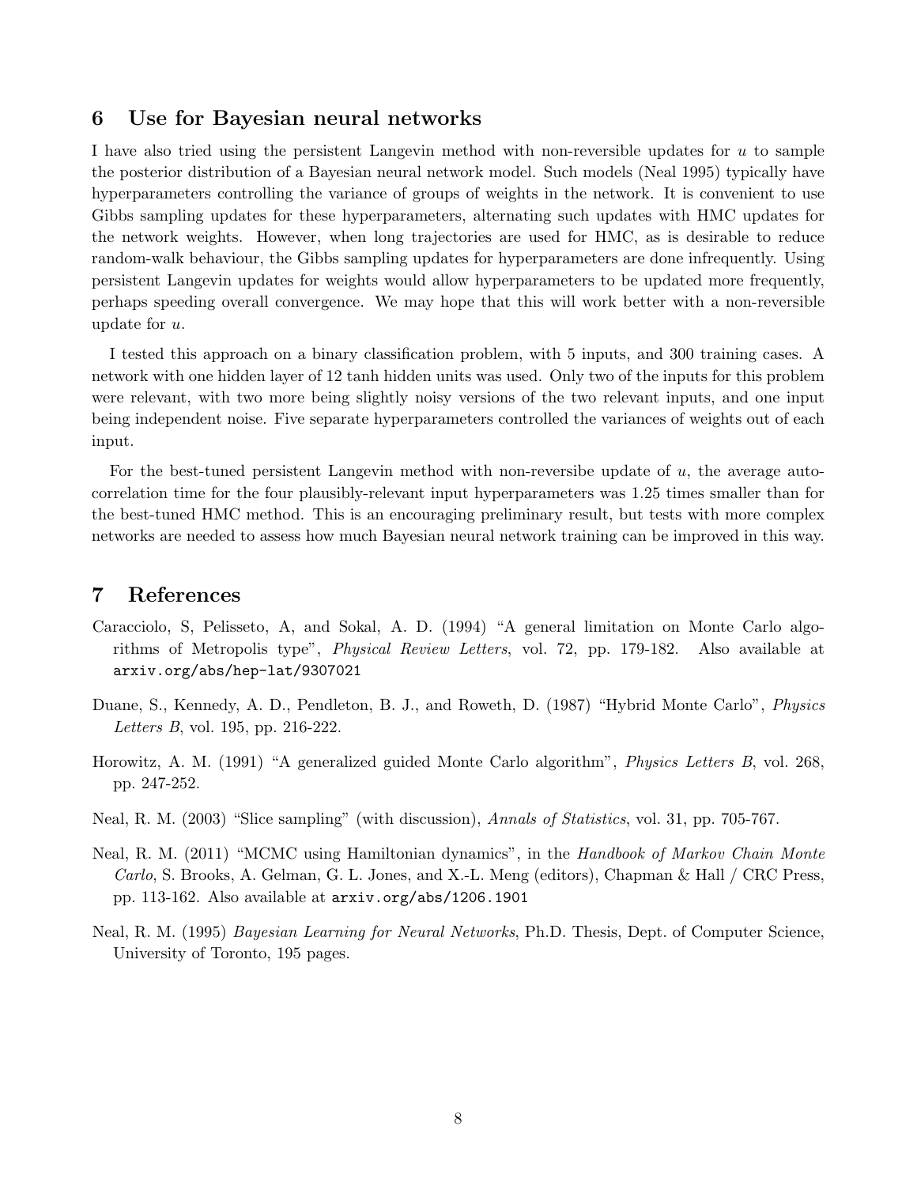## 6 Use for Bayesian neural networks

I have also tried using the persistent Langevin method with non-reversible updates for $u$ to sample the posterior distribution of a Bayesian neural network model. Such models (Neal 1995) typically have hyperparameters controlling the variance of groups of weights in the network. It is convenient to use Gibbs sampling updates for these hyperparameters, alternating such updates with HMC updates for the network weights. However, when long trajectories are used for HMC, as is desirable to reduce random-walk behaviour, the Gibbs sampling updates for hyperparameters are done infrequently. Using persistent Langevin updates for weights would allow hyperparameters to be updated more frequently, perhaps speeding overall convergence. We may hope that this will work better with a non-reversible update for $u$.

I tested this approach on a binary classification problem, with 5 inputs, and 300 training cases. A network with one hidden layer of 12 tanh hidden units was used. Only two of the inputs for this problem were relevant, with two more being slightly noisy versions of the two relevant inputs, and one input being independent noise. Five separate hyperparameters controlled the variances of weights out of each input.

For the best-tuned persistent Langevin method with non-reversibe update of $u$, the average autocorrelation time for the four plausibly-relevant input hyperparameters was 1.25 times smaller than for the best-tuned HMC method. This is an encouraging preliminary result, but tests with more complex networks are needed to assess how much Bayesian neural network training can be improved in this way.

## 7 References

Caracciolo, S, Pelisseto, A, and Sokal, A. D. (1994) "A general limitation on Monte Carlo algorithms of Metropolis type", *Physical Review Letters*, vol. 72, pp. 179-182. Also available at `arxiv.org/abs/hep-lat/9307021`

Duane, S., Kennedy, A. D., Pendleton, B. J., and Roweth, D. (1987) "Hybrid Monte Carlo", *Physics Letters B*, vol. 195, pp. 216-222.

Horowitz, A. M. (1991) "A generalized guided Monte Carlo algorithm", *Physics Letters B*, vol. 268, pp. 247-252.

Neal, R. M. (2003) "Slice sampling" (with discussion), *Annals of Statistics*, vol. 31, pp. 705-767.

Neal, R. M. (2011) "MCMC using Hamiltonian dynamics", in the *Handbook of Markov Chain Monte Carlo*, S. Brooks, A. Gelman, G. L. Jones, and X.-L. Meng (editors), Chapman & Hall / CRC Press, pp. 113-162. Also available at `arxiv.org/abs/1206.1901`

Neal, R. M. (1995) *Bayesian Learning for Neural Networks*, Ph.D. Thesis, Dept. of Computer Science, University of Toronto, 195 pages.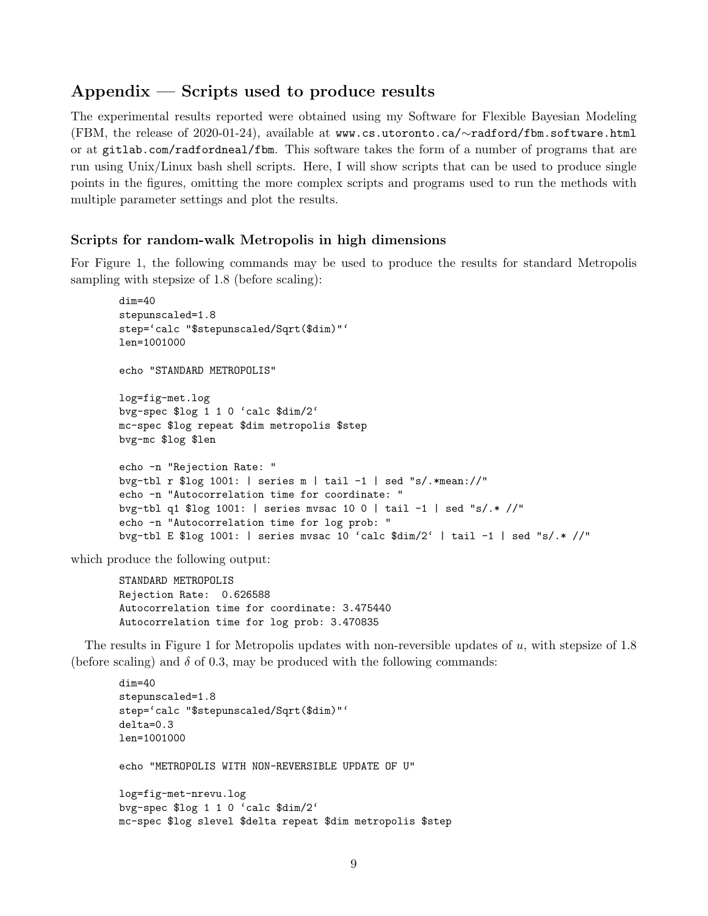## Appendix — Scripts used to produce results

The experimental results reported were obtained using my Software for Flexible Bayesian Modeling (FBM, the release of 2020-01-24), available at `www.cs.utoronto.ca/~radford/fbm.software.html` or at `gitlab.com/radfordneal/fbm`. This software takes the form of a number of programs that are run using Unix/Linux bash shell scripts. Here, I will show scripts that can be used to produce single points in the figures, omitting the more complex scripts and programs used to run the methods with multiple parameter settings and plot the results.

### Scripts for random-walk Metropolis in high dimensions

For Figure 1, the following commands may be used to produce the results for standard Metropolis sampling with stepsize of 1.8 (before scaling):

```
dim=40
stepunscaled=1.8
step=`calc "$stepunscaled/Sqrt($dim)"`
len=1001000

echo "STANDARD METROPOLIS"

log=fig-met.log
bvg-spec $log 1 1 0 `calc $dim/2`
mc-spec $log repeat $dim metropolis $step
bvg-mc $log $len

echo -n "Rejection Rate: "
bvg-tbl r $log 1001: | series m | tail -1 | sed "s/.*mean://"
echo -n "Autocorrelation time for coordinate: "
bvg-tbl q1 $log 1001: | series mvsac 10 0 | tail -1 | sed "s/.* //"
echo -n "Autocorrelation time for log prob: "
bvg-tbl E $log 1001: | series mvsac 10 `calc $dim/2` | tail -1 | sed "s/.* //"
```

which produce the following output:

```
STANDARD METROPOLIS
Rejection Rate:  0.626588
Autocorrelation time for coordinate: 3.475440
Autocorrelation time for log prob: 3.470835
```

The results in Figure 1 for Metropolis updates with non-reversible updates of $u$, with stepsize of 1.8 (before scaling) and $\delta$ of 0.3, may be produced with the following commands:

```
dim=40
stepunscaled=1.8
step=`calc "$stepunscaled/Sqrt($dim)"`
delta=0.3
len=1001000

echo "METROPOLIS WITH NON-REVERSIBLE UPDATE OF U"

log=fig-met-nrevu.log
bvg-spec $log 1 1 0 `calc $dim/2`
mc-spec $log slevel $delta repeat $dim metropolis $step
```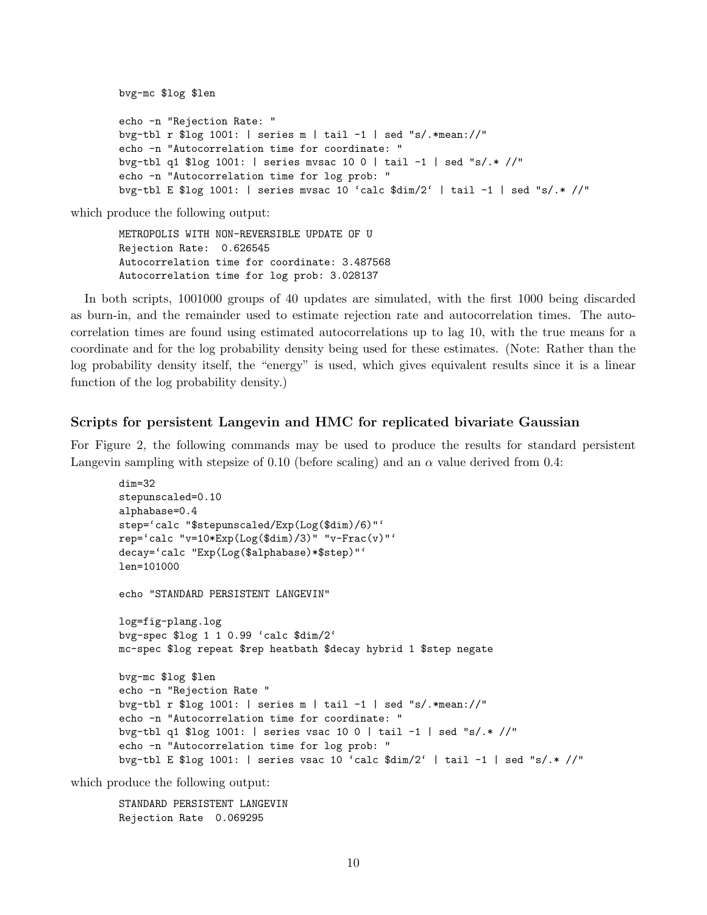```
bvg-mc $log $len

echo -n "Rejection Rate: "
bvg-tbl r $log 1001: | series m | tail -1 | sed "s/.*mean://"
echo -n "Autocorrelation time for coordinate: "
bvg-tbl q1 $log 1001: | series mvsac 10 0 | tail -1 | sed "s/.* //"
echo -n "Autocorrelation time for log prob: "
bvg-tbl E $log 1001: | series mvsac 10 `calc $dim/2` | tail -1 | sed "s/.* //"
```

which produce the following output:

```
METROPOLIS WITH NON-REVERSIBLE UPDATE OF U
Rejection Rate:  0.626545
Autocorrelation time for coordinate: 3.487568
Autocorrelation time for log prob: 3.028137
```

In both scripts, 1001000 groups of 40 updates are simulated, with the first 1000 being discarded as burn-in, and the remainder used to estimate rejection rate and autocorrelation times. The autocorrelation times are found using estimated autocorrelations up to lag 10, with the true means for a coordinate and for the log probability density being used for these estimates. (Note: Rather than the log probability density itself, the "energy" is used, which gives equivalent results since it is a linear function of the log probability density.)

### Scripts for persistent Langevin and HMC for replicated bivariate Gaussian

For Figure 2, the following commands may be used to produce the results for standard persistent Langevin sampling with stepsize of 0.10 (before scaling) and an $\alpha$ value derived from 0.4:

```
dim=32
stepunscaled=0.10
alphabase=0.4
step=`calc "$stepunscaled/Exp(Log($dim)/6)"`
rep=`calc "v=10*Exp(Log($dim)/3)" "v-Frac(v)"`
decay=`calc "Exp(Log($alphabase)*$step)"`
len=101000

echo "STANDARD PERSISTENT LANGEVIN"

log=fig-plang.log
bvg-spec $log 1 1 0.99 `calc $dim/2`
mc-spec $log repeat $rep heatbath $decay hybrid 1 $step negate

bvg-mc $log $len
echo -n "Rejection Rate "
bvg-tbl r $log 1001: | series m | tail -1 | sed "s/.*mean://"
echo -n "Autocorrelation time for coordinate: "
bvg-tbl q1 $log 1001: | series vsac 10 0 | tail -1 | sed "s/.* //"
echo -n "Autocorrelation time for log prob: "
bvg-tbl E $log 1001: | series vsac 10 `calc $dim/2` | tail -1 | sed "s/.* //"
```

which produce the following output:

```
STANDARD PERSISTENT LANGEVIN
Rejection Rate  0.069295
```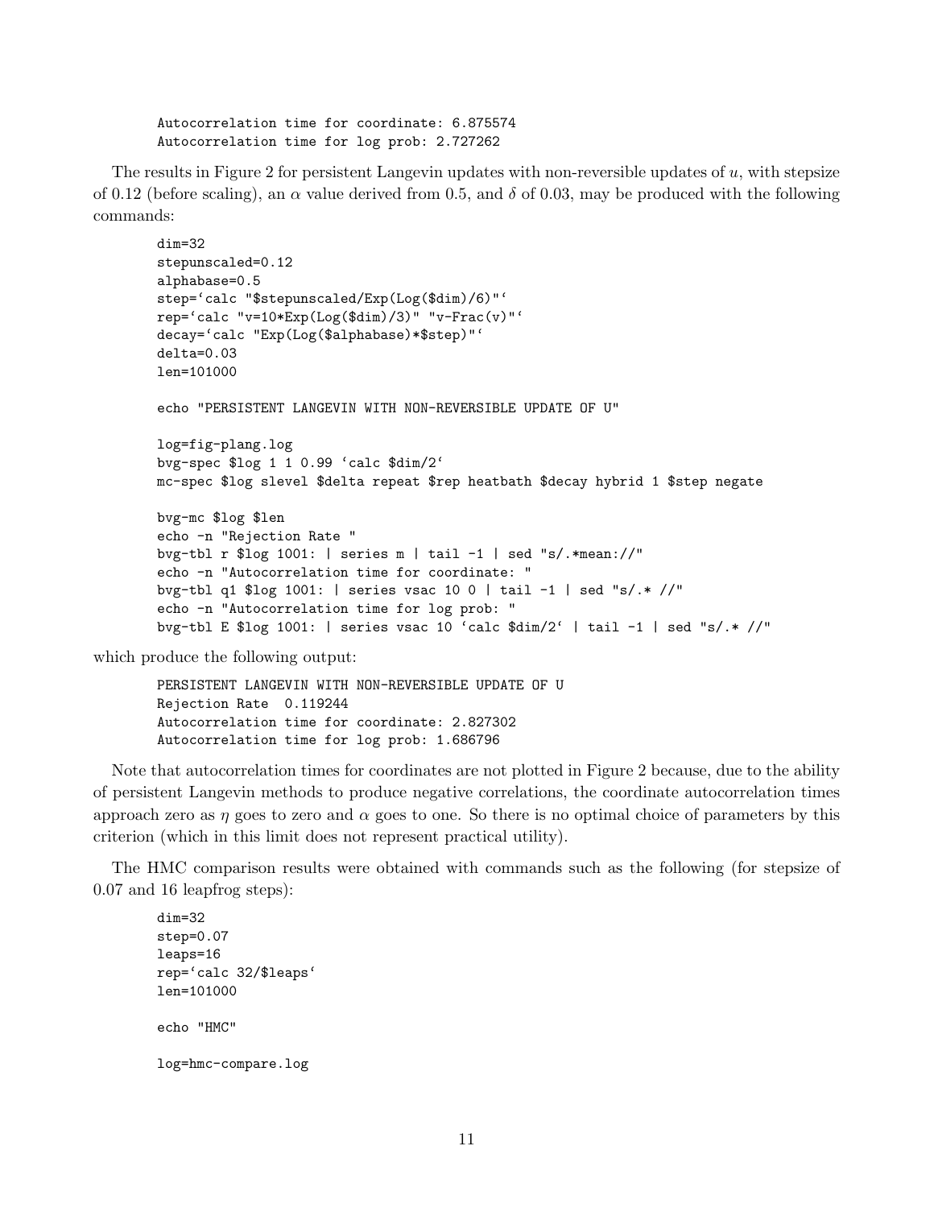```
Autocorrelation time for coordinate: 6.875574
Autocorrelation time for log prob: 2.727262
```

The results in Figure 2 for persistent Langevin updates with non-reversible updates of $u$, with stepsize of 0.12 (before scaling), an $\alpha$ value derived from 0.5, and $\delta$ of 0.03, may be produced with the following commands:

```
dim=32
stepunscaled=0.12
alphabase=0.5
step=`calc "$stepunscaled/Exp(Log($dim)/6)"`
rep=`calc "v=10*Exp(Log($dim)/3)" "v-Frac(v)"`
decay=`calc "Exp(Log($alphabase)*$step)"`
delta=0.03
len=101000

echo "PERSISTENT LANGEVIN WITH NON-REVERSIBLE UPDATE OF U"

log=fig-plang.log
bvg-spec $log 1 1 0.99 `calc $dim/2`
mc-spec $log slevel $delta repeat $rep heatbath $decay hybrid 1 $step negate

bvg-mc $log $len
echo -n "Rejection Rate "
bvg-tbl r $log 1001: | series m | tail -1 | sed "s/.*mean://"
echo -n "Autocorrelation time for coordinate: "
bvg-tbl q1 $log 1001: | series vsac 10 0 | tail -1 | sed "s/.* //"
echo -n "Autocorrelation time for log prob: "
bvg-tbl E $log 1001: | series vsac 10 `calc $dim/2` | tail -1 | sed "s/.* //"
```

which produce the following output:

```
PERSISTENT LANGEVIN WITH NON-REVERSIBLE UPDATE OF U
Rejection Rate  0.119244
Autocorrelation time for coordinate: 2.827302
Autocorrelation time for log prob: 1.686796
```

Note that autocorrelation times for coordinates are not plotted in Figure 2 because, due to the ability of persistent Langevin methods to produce negative correlations, the coordinate autocorrelation times approach zero as $\eta$ goes to zero and $\alpha$ goes to one. So there is no optimal choice of parameters by this criterion (which in this limit does not represent practical utility).

The HMC comparison results were obtained with commands such as the following (for stepsize of 0.07 and 16 leapfrog steps):

```
dim=32
step=0.07
leaps=16
rep=`calc 32/$leaps`
len=101000

echo "HMC"

log=hmc-compare.log
```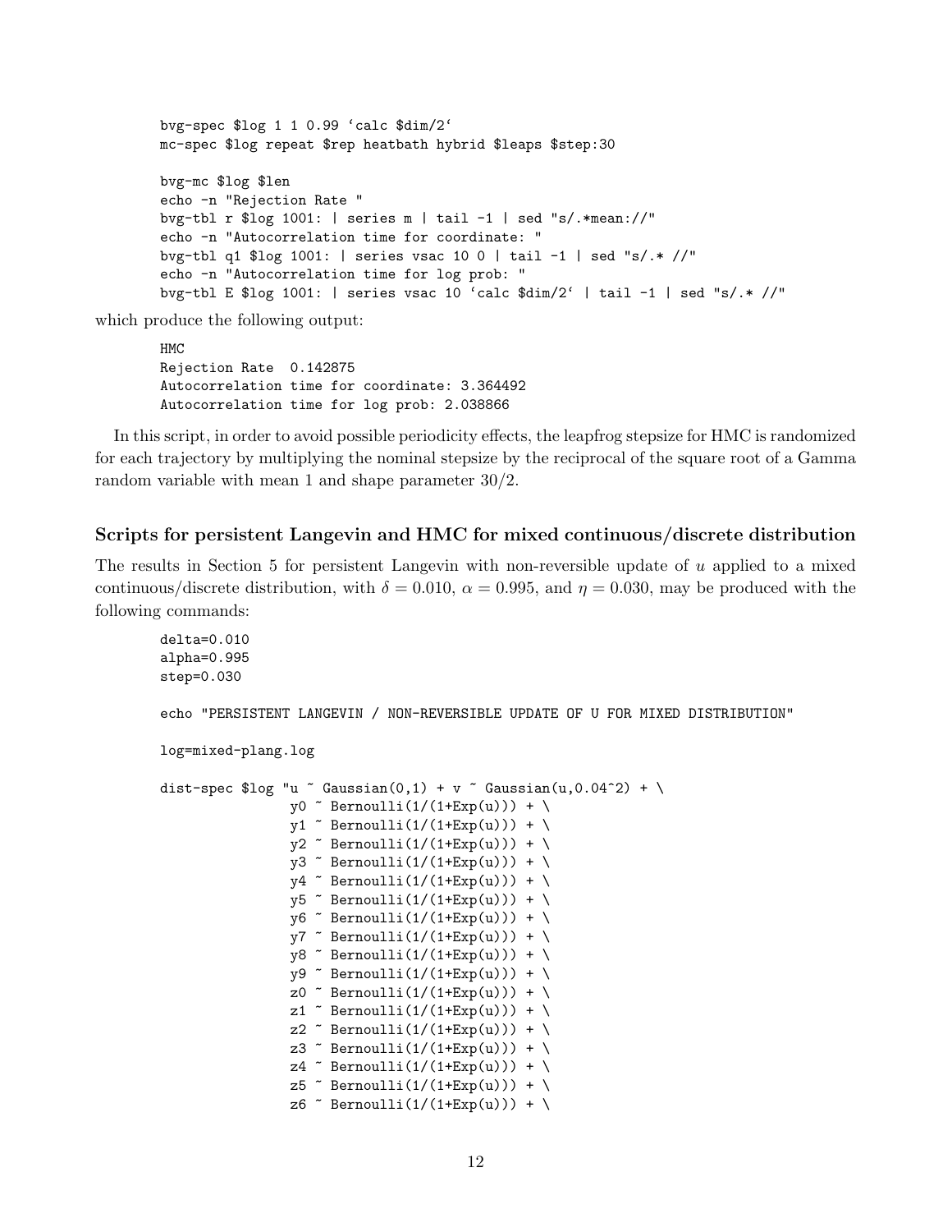```
bvg-spec $log 1 1 0.99 `calc $dim/2`
mc-spec $log repeat $rep heatbath hybrid $leaps $step:30

bvg-mc $log $len
echo -n "Rejection Rate "
bvg-tbl r $log 1001: | series m | tail -1 | sed "s/.*mean://"
echo -n "Autocorrelation time for coordinate: "
bvg-tbl q1 $log 1001: | series vsac 10 0 | tail -1 | sed "s/.* //"
echo -n "Autocorrelation time for log prob: "
bvg-tbl E $log 1001: | series vsac 10 `calc $dim/2` | tail -1 | sed "s/.* //"
```

which produce the following output:

```
HMC
Rejection Rate  0.142875
Autocorrelation time for coordinate: 3.364492
Autocorrelation time for log prob: 2.038866
```

In this script, in order to avoid possible periodicity effects, the leapfrog stepsize for HMC is randomized for each trajectory by multiplying the nominal stepsize by the reciprocal of the square root of a Gamma random variable with mean 1 and shape parameter 30/2.

### Scripts for persistent Langevin and HMC for mixed continuous/discrete distribution

The results in Section 5 for persistent Langevin with non-reversible update of $u$ applied to a mixed continuous/discrete distribution, with $\delta = 0.010$, $\alpha = 0.995$, and $\eta = 0.030$, may be produced with the following commands:

```
delta=0.010
alpha=0.995
step=0.030

echo "PERSISTENT LANGEVIN / NON-REVERSIBLE UPDATE OF U FOR MIXED DISTRIBUTION"

log=mixed-plang.log

dist-spec $log "u ~ Gaussian(0,1) + v ~ Gaussian(u,0.04^2) + \
                y0 ~ Bernoulli(1/(1+Exp(u))) + \
                y1 ~ Bernoulli(1/(1+Exp(u))) + \
                y2 ~ Bernoulli(1/(1+Exp(u))) + \
                y3 ~ Bernoulli(1/(1+Exp(u))) + \
                y4 ~ Bernoulli(1/(1+Exp(u))) + \
                y5 ~ Bernoulli(1/(1+Exp(u))) + \
                y6 ~ Bernoulli(1/(1+Exp(u))) + \
                y7 ~ Bernoulli(1/(1+Exp(u))) + \
                y8 ~ Bernoulli(1/(1+Exp(u))) + \
                y9 ~ Bernoulli(1/(1+Exp(u))) + \
                z0 ~ Bernoulli(1/(1+Exp(u))) + \
                z1 ~ Bernoulli(1/(1+Exp(u))) + \
                z2 ~ Bernoulli(1/(1+Exp(u))) + \
                z3 ~ Bernoulli(1/(1+Exp(u))) + \
                z4 ~ Bernoulli(1/(1+Exp(u))) + \
                z5 ~ Bernoulli(1/(1+Exp(u))) + \
                z6 ~ Bernoulli(1/(1+Exp(u))) + \
```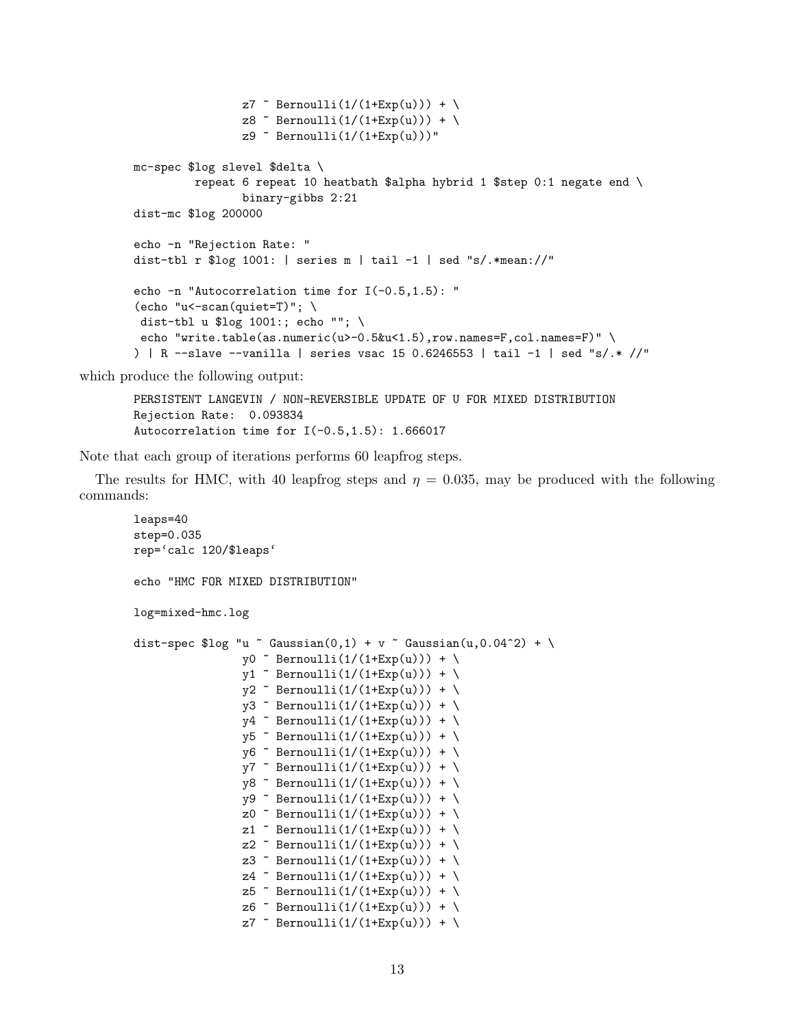```
                z7 ~ Bernoulli(1/(1+Exp(u))) + \
                z8 ~ Bernoulli(1/(1+Exp(u))) + \
                z9 ~ Bernoulli(1/(1+Exp(u)))"

mc-spec $log slevel $delta \
        repeat 6 repeat 10 heatbath $alpha hybrid 1 $step 0:1 negate end \
                binary-gibbs 2:21
dist-mc $log 200000

echo -n "Rejection Rate: "
dist-tbl r $log 1001: | series m | tail -1 | sed "s/.*mean://"

echo -n "Autocorrelation time for I(-0.5,1.5): "
(echo "u<-scan(quiet=T)"; \
 dist-tbl u $log 1001:; echo ""; \
 echo "write.table(as.numeric(u>-0.5&u<1.5),row.names=F,col.names=F)" \
) | R --slave --vanilla | series vsac 15 0.6246553 | tail -1 | sed "s/.* //"
```

which produce the following output:

```
PERSISTENT LANGEVIN / NON-REVERSIBLE UPDATE OF U FOR MIXED DISTRIBUTION
Rejection Rate:  0.093834
Autocorrelation time for I(-0.5,1.5): 1.666017
```

Note that each group of iterations performs 60 leapfrog steps.

The results for HMC, with 40 leapfrog steps and $\eta = 0.035$, may be produced with the following commands:

```
leaps=40
step=0.035
rep=`calc 120/$leaps`

echo "HMC FOR MIXED DISTRIBUTION"

log=mixed-hmc.log

dist-spec $log "u ~ Gaussian(0,1) + v ~ Gaussian(u,0.04^2) + \
                y0 ~ Bernoulli(1/(1+Exp(u))) + \
                y1 ~ Bernoulli(1/(1+Exp(u))) + \
                y2 ~ Bernoulli(1/(1+Exp(u))) + \
                y3 ~ Bernoulli(1/(1+Exp(u))) + \
                y4 ~ Bernoulli(1/(1+Exp(u))) + \
                y5 ~ Bernoulli(1/(1+Exp(u))) + \
                y6 ~ Bernoulli(1/(1+Exp(u))) + \
                y7 ~ Bernoulli(1/(1+Exp(u))) + \
                y8 ~ Bernoulli(1/(1+Exp(u))) + \
                y9 ~ Bernoulli(1/(1+Exp(u))) + \
                z0 ~ Bernoulli(1/(1+Exp(u))) + \
                z1 ~ Bernoulli(1/(1+Exp(u))) + \
                z2 ~ Bernoulli(1/(1+Exp(u))) + \
                z3 ~ Bernoulli(1/(1+Exp(u))) + \
                z4 ~ Bernoulli(1/(1+Exp(u))) + \
                z5 ~ Bernoulli(1/(1+Exp(u))) + \
                z6 ~ Bernoulli(1/(1+Exp(u))) + \
                z7 ~ Bernoulli(1/(1+Exp(u))) + \
```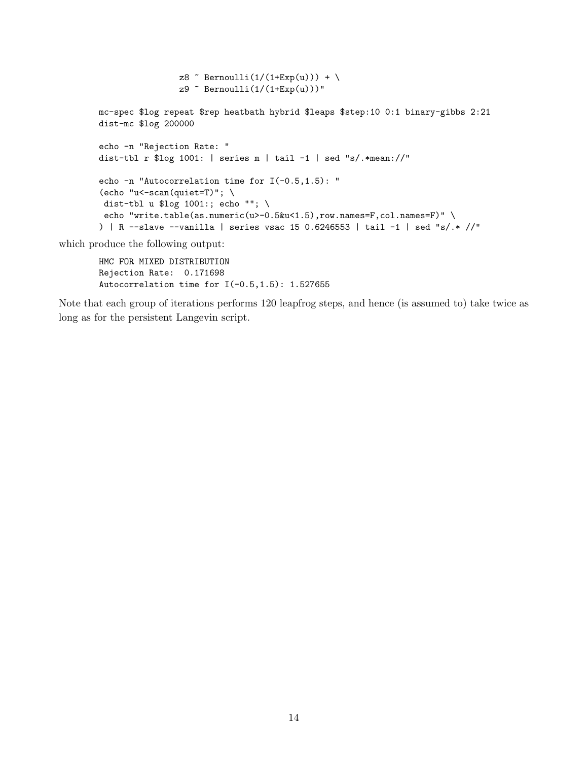```
                z8 ~ Bernoulli(1/(1+Exp(u))) + \
                z9 ~ Bernoulli(1/(1+Exp(u)))"

mc-spec $log repeat $rep heatbath hybrid $leaps $step:10 0:1 binary-gibbs 2:21
dist-mc $log 200000

echo -n "Rejection Rate: "
dist-tbl r $log 1001: | series m | tail -1 | sed "s/.*mean://"

echo -n "Autocorrelation time for I(-0.5,1.5): "
(echo "u<-scan(quiet=T)"; \
 dist-tbl u $log 1001:; echo ""; \
 echo "write.table(as.numeric(u>-0.5&u<1.5),row.names=F,col.names=F)" \
) | R --slave --vanilla | series vsac 15 0.6246553 | tail -1 | sed "s/.* //"
```

which produce the following output:

```
HMC FOR MIXED DISTRIBUTION
Rejection Rate:  0.171698
Autocorrelation time for I(-0.5,1.5): 1.527655
```

Note that each group of iterations performs 120 leapfrog steps, and hence (is assumed to) take twice as long as for the persistent Langevin script.